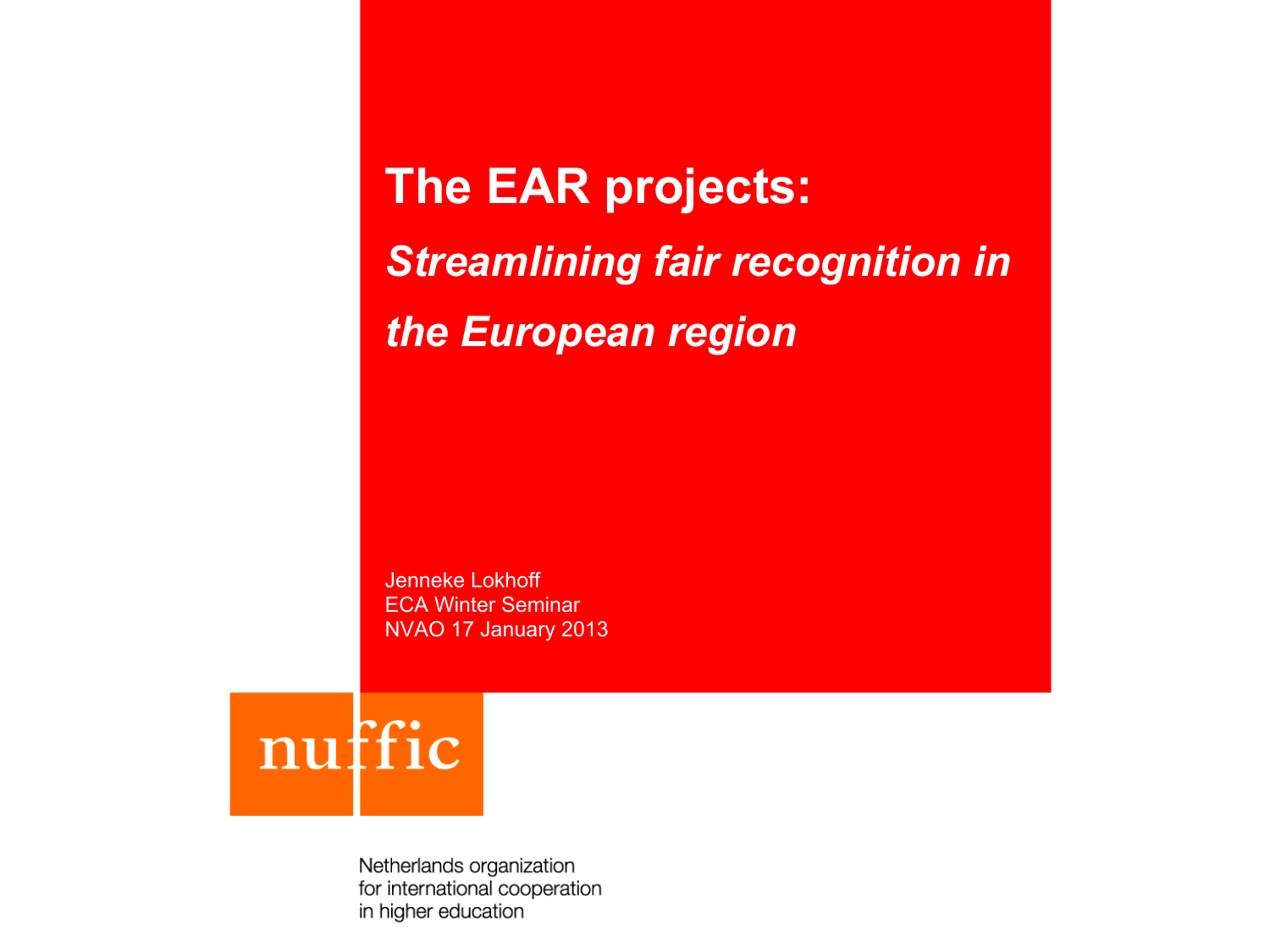# The EAR projects:

## *Streamlining fair recognition in the European region*

Jenneke Lokhoff
ECA Winter Seminar
NVAO 17 January 2013

nuffic

Netherlands organization
for international cooperation
in higher education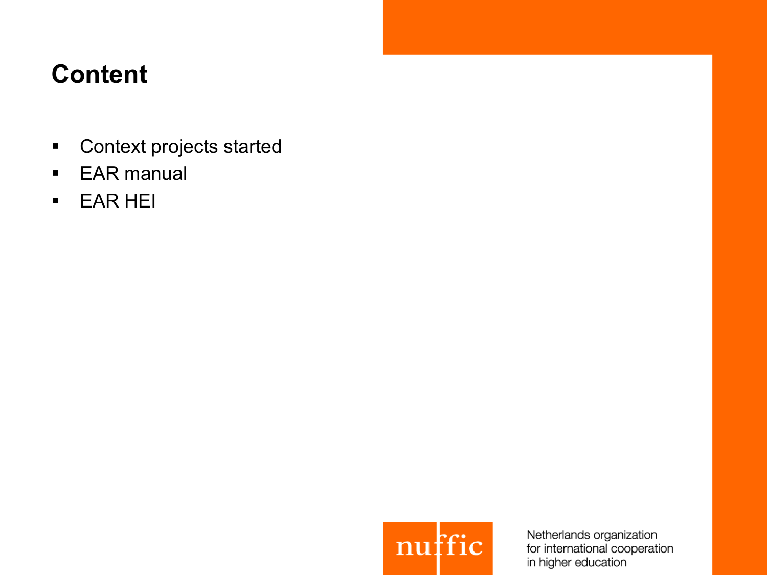# Content

- Context projects started
- EAR manual
- EAR HEI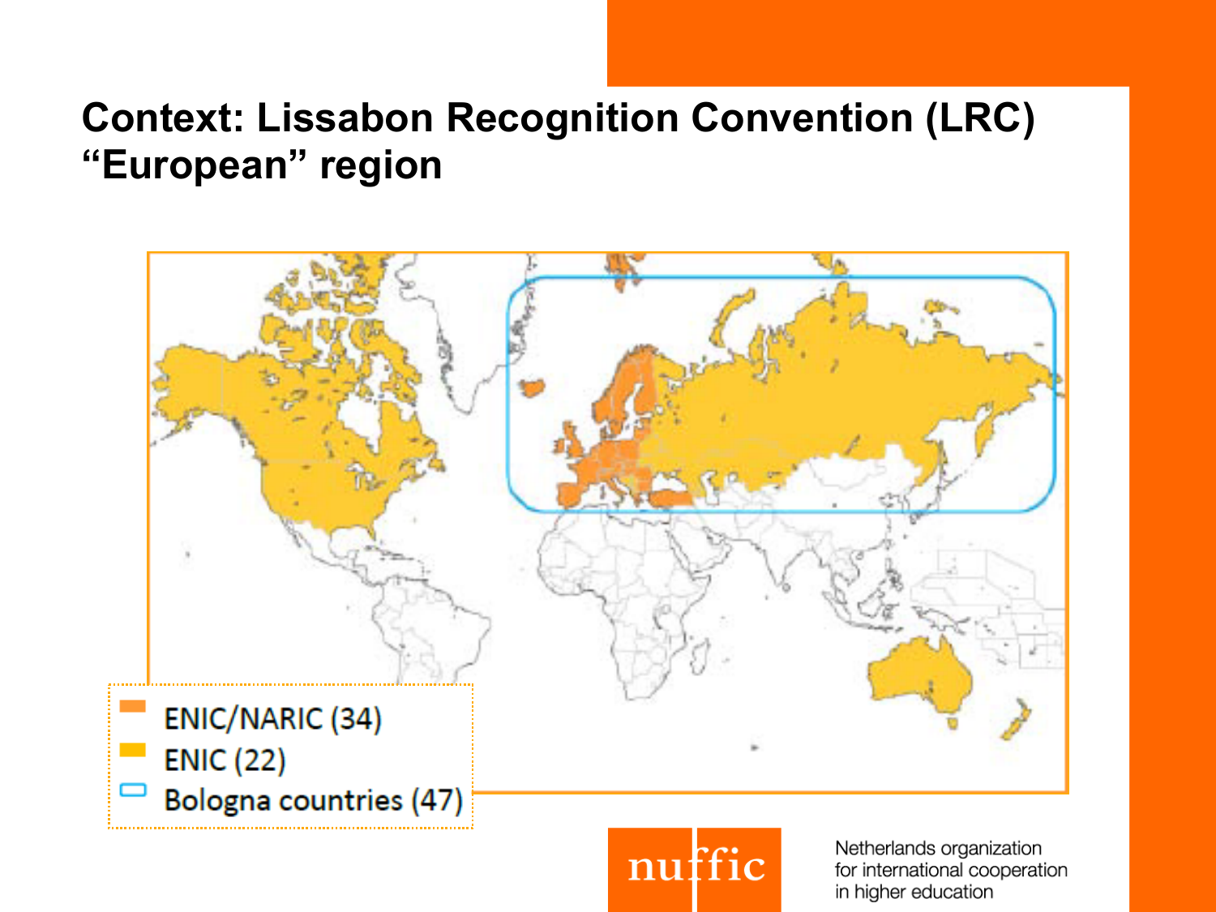# Context: Lissabon Recognition Convention (LRC) "European" region

- ENIC/NARIC (34)
- ENIC (22)
- Bologna countries (47)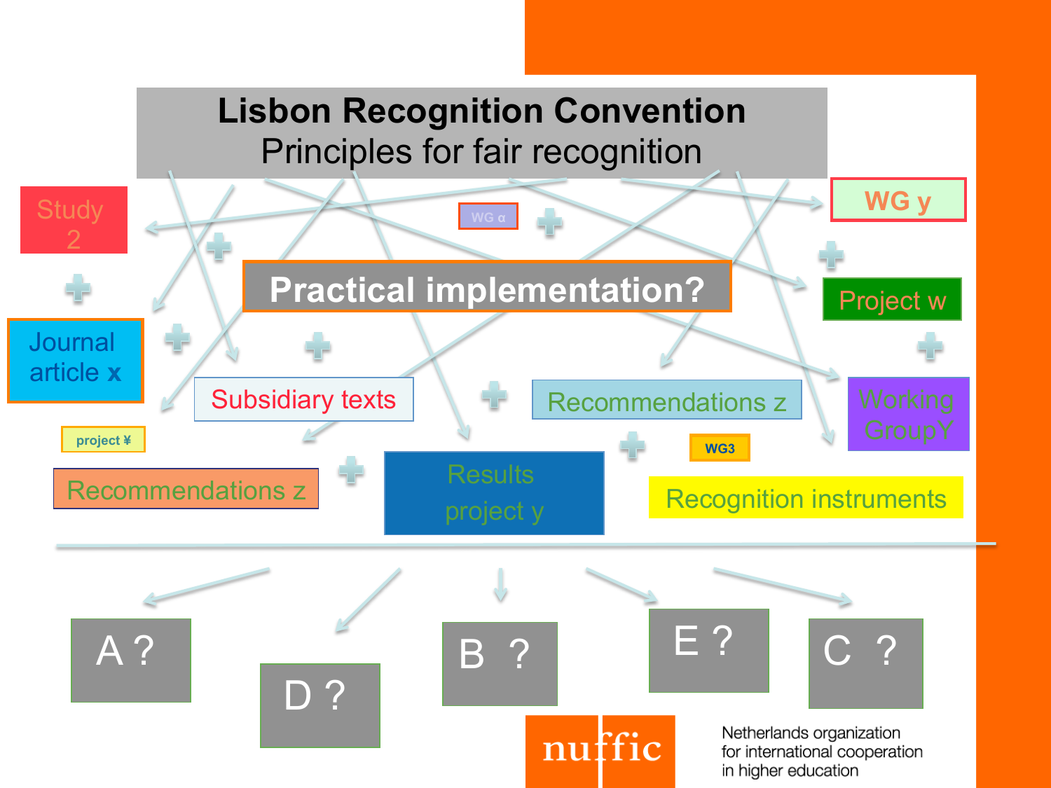# Lisbon Recognition Convention

## Principles for fair recognition

Study 2

WG α

WG y

Journal article x

Practical implementation?

Project w

Subsidiary texts

Recommendations z

Working GroupY

project ¥

WG3

Recommendations z

Results project y

Recognition instruments

A ?

D ?

B ?

E ?

C ?

nuffic

Netherlands organization for international cooperation in higher education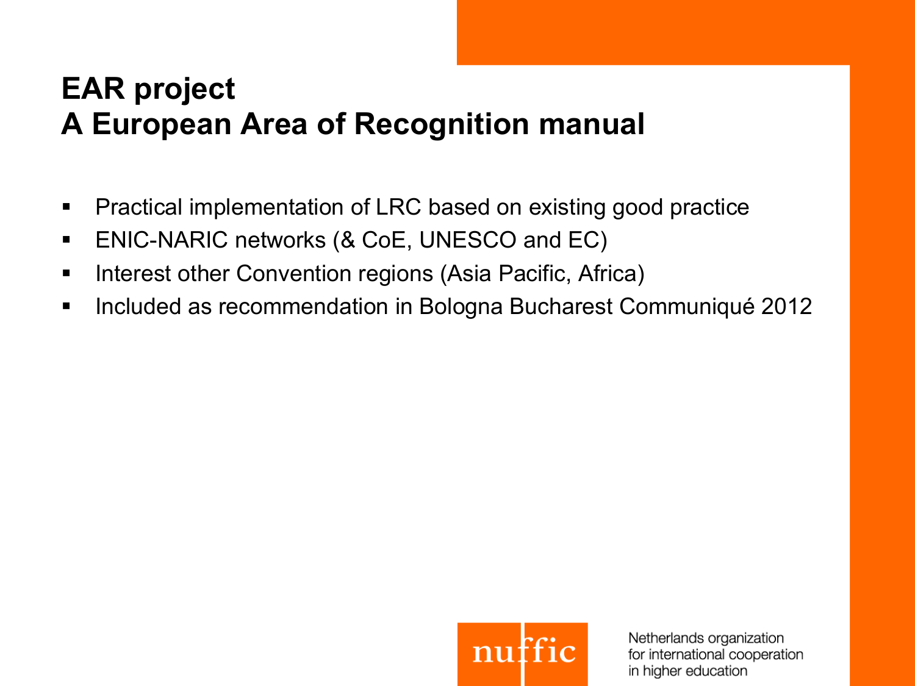# EAR project
# A European Area of Recognition manual

- Practical implementation of LRC based on existing good practice
- ENIC-NARIC networks (& CoE, UNESCO and EC)
- Interest other Convention regions (Asia Pacific, Africa)
- Included as recommendation in Bologna Bucharest Communiqué 2012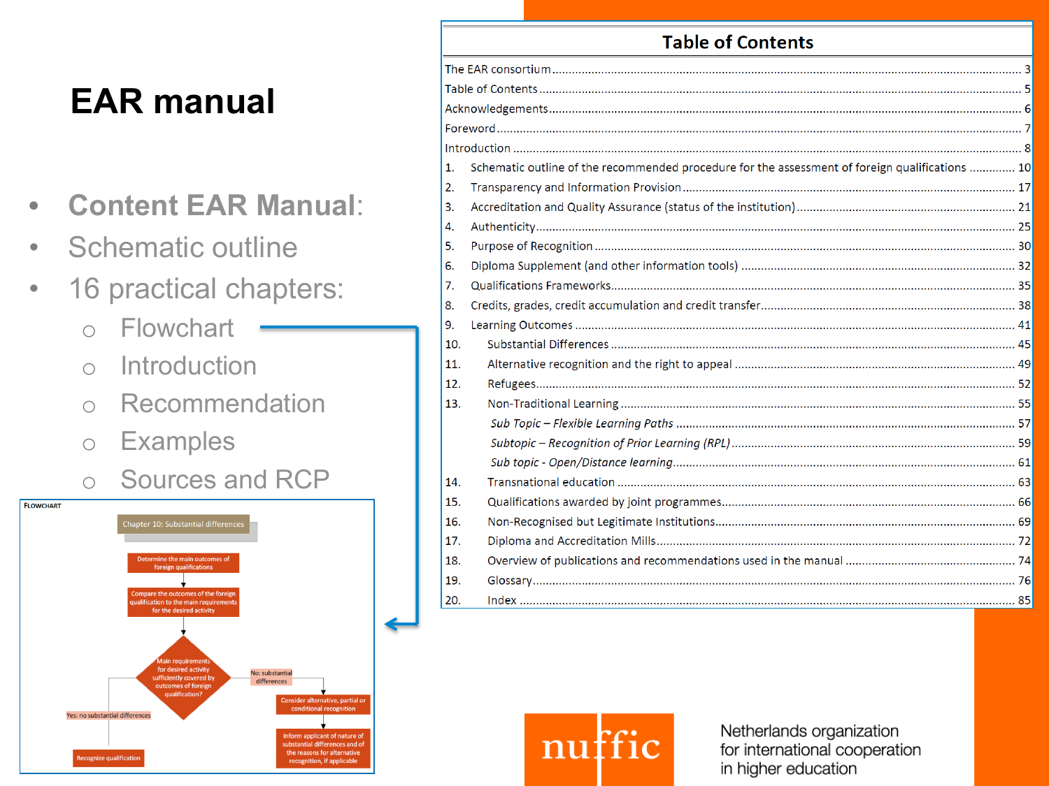# EAR manual

- **Content EAR Manual**:
- Schematic outline
- 16 practical chapters:
  - Flowchart
  - Introduction
  - Recommendation
  - Examples
  - Sources and RCP

FLOWCHART

Chapter 10: Substantial differences

Determine the main outcomes of foreign qualifications

Compare the outcomes of the foreign qualification to the main requirements for the desired activity

Main requirements for desired activity sufficiently covered by outcomes of foreign qualification?

No: substantial differences

Consider alternative, partial or conditional recognition

Inform applicant of nature of substantial differences and of the reasons for alternative recognition, if applicable

Yes: no substantial differences

Recognize qualification

## Table of Contents

| | | |
|---|---|---|
| The EAR consortium | | 3 |
| Table of Contents | | 5 |
| Acknowledgements | | 6 |
| Foreword | | 7 |
| Introduction | | 8 |
| 1. | Schematic outline of the recommended procedure for the assessment of foreign qualifications | 10 |
| 2. | Transparency and Information Provision | 17 |
| 3. | Accreditation and Quality Assurance (status of the institution) | 21 |
| 4. | Authenticity | 25 |
| 5. | Purpose of Recognition | 30 |
| 6. | Diploma Supplement (and other information tools) | 32 |
| 7. | Qualifications Frameworks | 35 |
| 8. | Credits, grades, credit accumulation and credit transfer | 38 |
| 9. | Learning Outcomes | 41 |
| 10. | Substantial Differences | 45 |
| 11. | Alternative recognition and the right to appeal | 49 |
| 12. | Refugees | 52 |
| 13. | Non-Traditional Learning | 55 |
| | *Sub Topic – Flexible Learning Paths* | 57 |
| | *Subtopic – Recognition of Prior Learning (RPL)* | 59 |
| | *Sub topic - Open/Distance learning* | 61 |
| 14. | Transnational education | 63 |
| 15. | Qualifications awarded by joint programmes | 66 |
| 16. | Non-Recognised but Legitimate Institutions | 69 |
| 17. | Diploma and Accreditation Mills | 72 |
| 18. | Overview of publications and recommendations used in the manual | 74 |
| 19. | Glossary | 76 |
| 20. | Index | 85 |

nuffic

Netherlands organization for international cooperation in higher education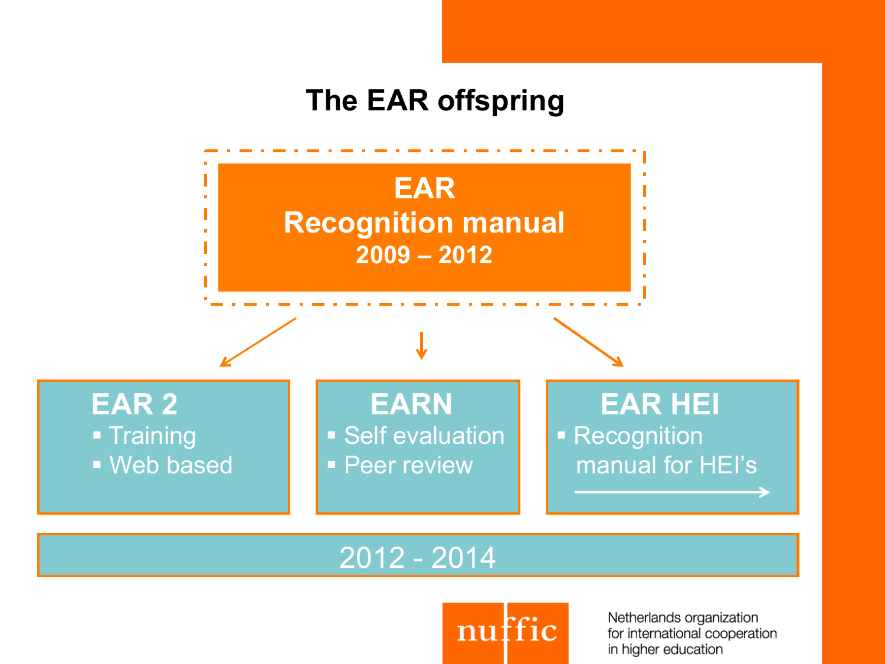# The EAR offspring

**EAR**
**Recognition manual**
**2009 – 2012**

**EAR 2**
- Training
- Web based

**EARN**
- Self evaluation
- Peer review

**EAR HEI**
- Recognition manual for HEI's

2012 - 2014

nuffic

Netherlands organization for international cooperation in higher education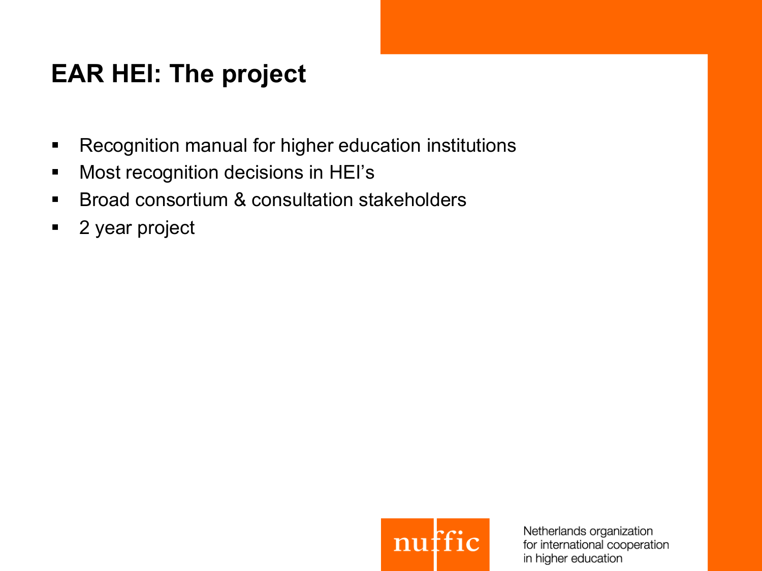# EAR HEI: The project

- Recognition manual for higher education institutions
- Most recognition decisions in HEI's
- Broad consortium & consultation stakeholders
- 2 year project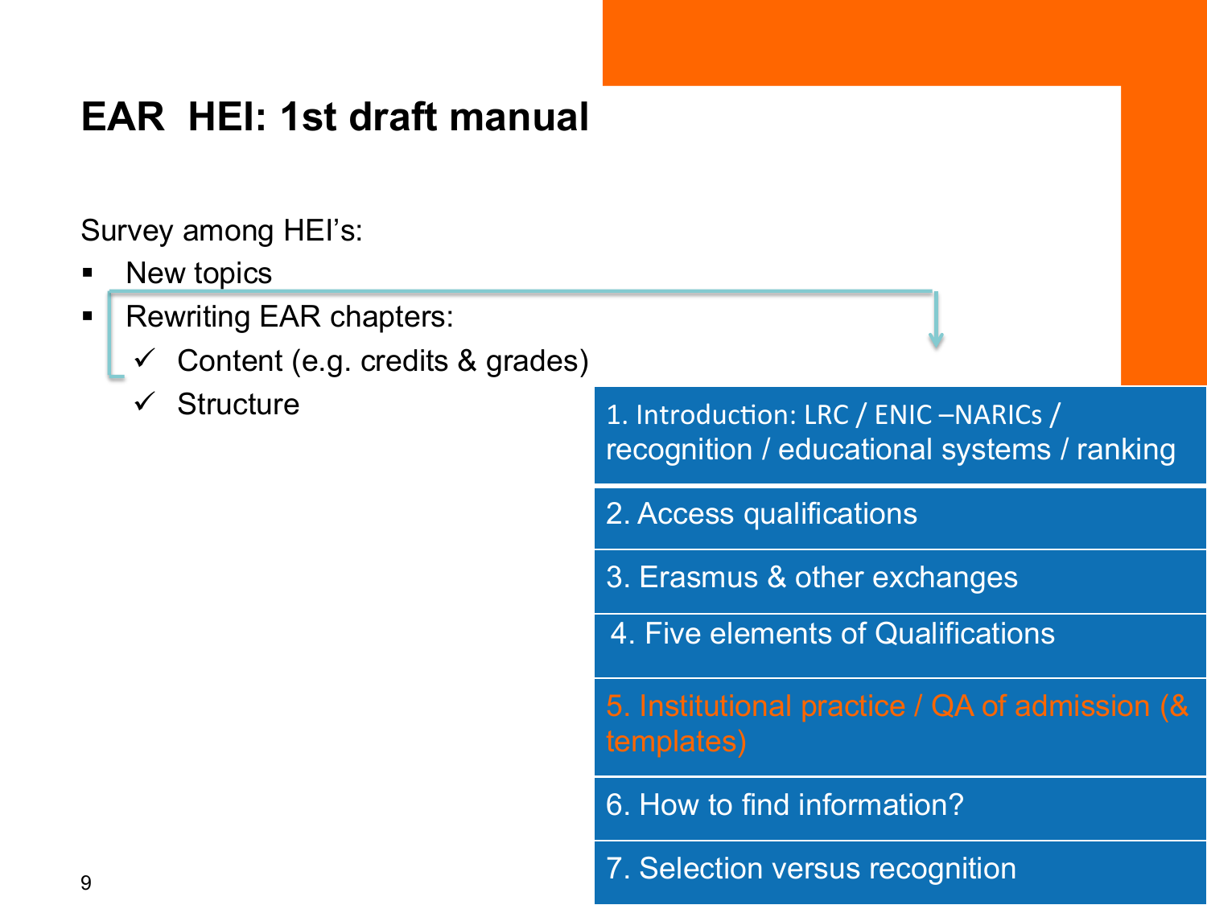# EAR HEI: 1st draft manual

Survey among HEI's:

- New topics
- Rewriting EAR chapters:
  - ✓ Content (e.g. credits & grades)
  - ✓ Structure

1. Introduction: LRC / ENIC –NARICs / recognition / educational systems / ranking
2. Access qualifications
3. Erasmus & other exchanges
4. Five elements of Qualifications
5. Institutional practice / QA of admission (& templates)
6. How to find information?
7. Selection versus recognition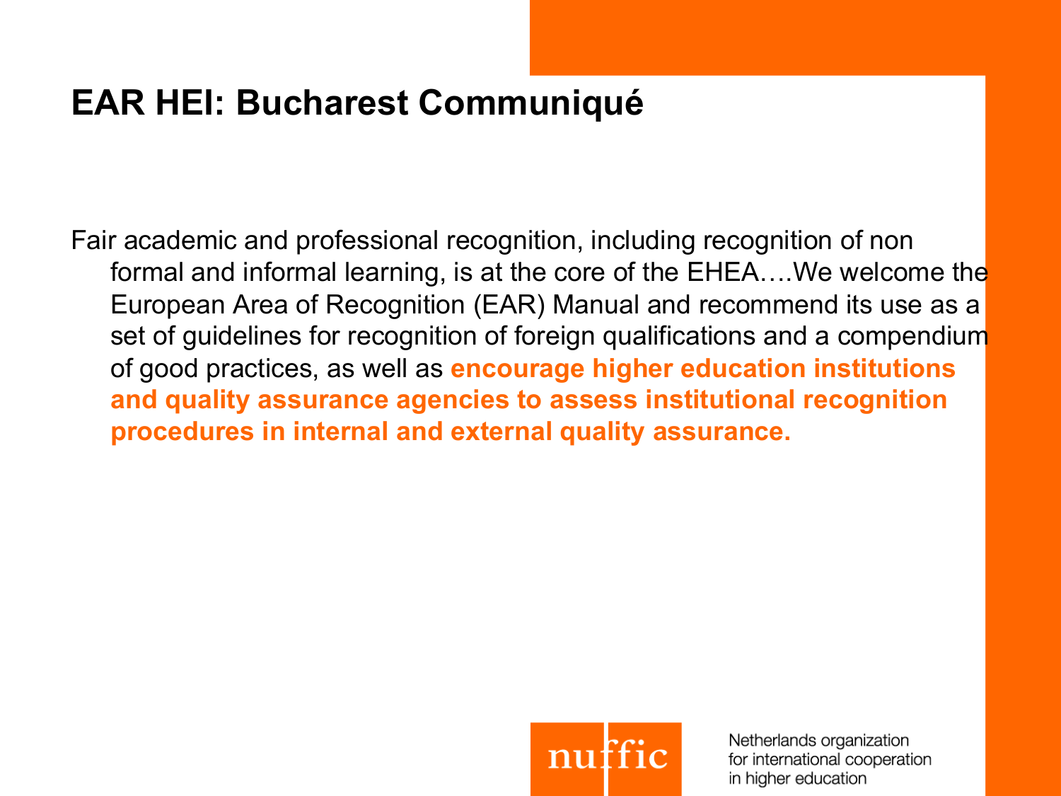# EAR HEI: Bucharest Communiqué

Fair academic and professional recognition, including recognition of non formal and informal learning, is at the core of the EHEA….We welcome the European Area of Recognition (EAR) Manual and recommend its use as a set of guidelines for recognition of foreign qualifications and a compendium of good practices, as well as **encourage higher education institutions and quality assurance agencies to assess institutional recognition procedures in internal and external quality assurance.**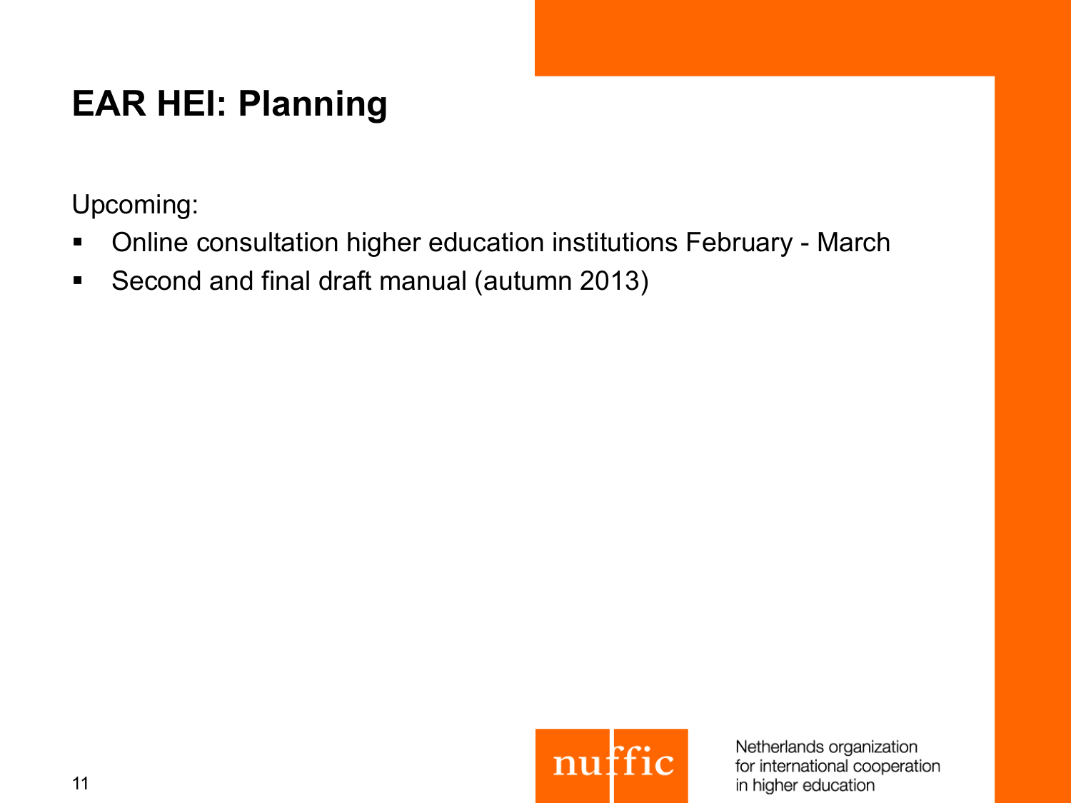# EAR HEI: Planning

Upcoming:

- Online consultation higher education institutions February - March
- Second and final draft manual (autumn 2013)

nuffic

Netherlands organization for international cooperation in higher education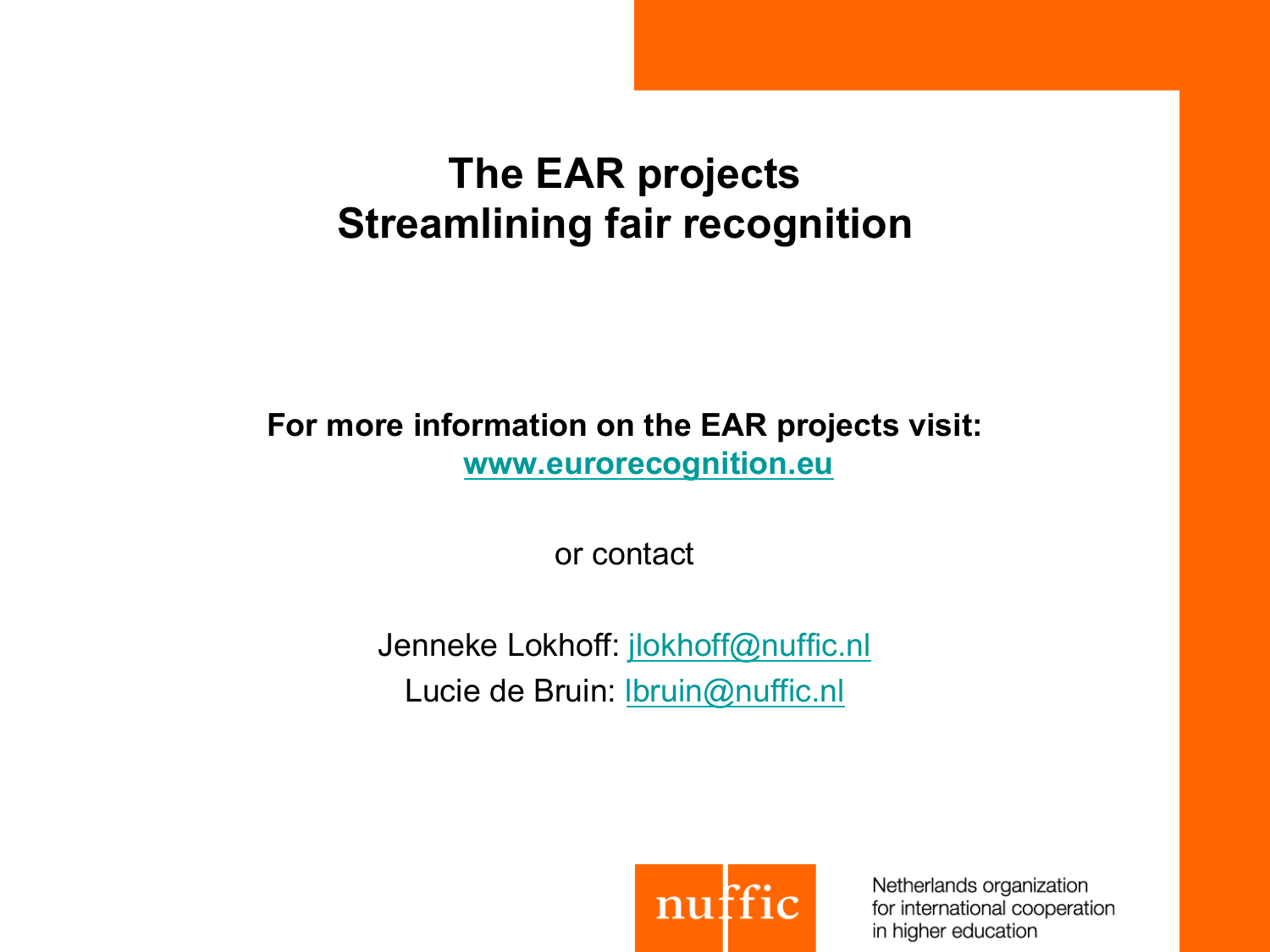# The EAR projects
# Streamlining fair recognition

**For more information on the EAR projects visit:**
**www.eurorecognition.eu**

or contact

Jenneke Lokhoff: jlokhoff@nuffic.nl
Lucie de Bruin: lbruin@nuffic.nl

nuffic

Netherlands organization
for international cooperation
in higher education